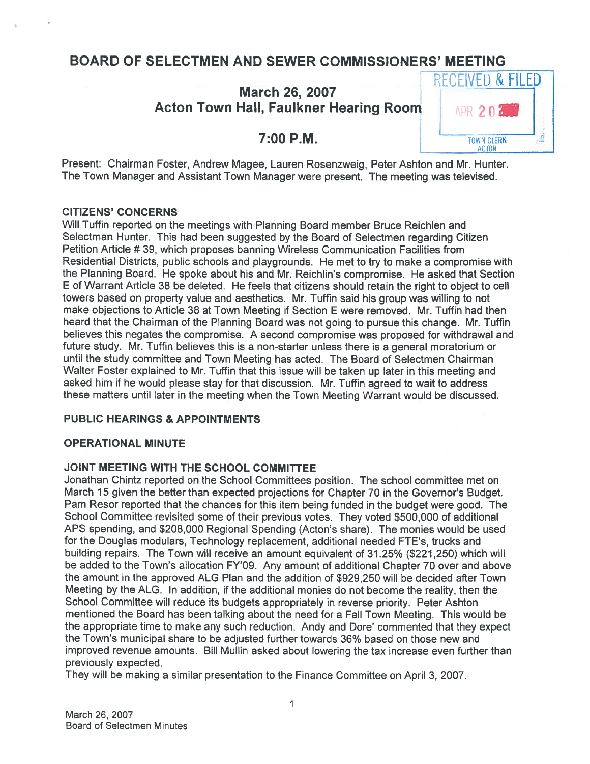# BOARD OF SELECTMEN AND SEWER COMMISSIONERS' MEETING

## March 26, 2007
## Acton Town Hall, Faulkner Hearing Room

## 7:00 P.M.

RECEIVED & FILED
APR 20 2007
TOWN CLERK
ACTON

Present: Chairman Foster, Andrew Magee, Lauren Rosenzweig, Peter Ashton and Mr. Hunter. The Town Manager and Assistant Town Manager were present. The meeting was televised.

### CITIZENS' CONCERNS

Will Tuffin reported on the meetings with Planning Board member Bruce Reichlen and Selectman Hunter. This had been suggested by the Board of Selectmen regarding Citizen Petition Article # 39, which proposes banning Wireless Communication Facilities from Residential Districts, public schools and playgrounds. He met to try to make a compromise with the Planning Board. He spoke about his and Mr. Reichlin's compromise. He asked that Section E of Warrant Article 38 be deleted. He feels that citizens should retain the right to object to cell towers based on property value and aesthetics. Mr. Tuffin said his group was willing to not make objections to Article 38 at Town Meeting if Section E were removed. Mr. Tuffin had then heard that the Chairman of the Planning Board was not going to pursue this change. Mr. Tuffin believes this negates the compromise. A second compromise was proposed for withdrawal and future study. Mr. Tuffin believes this is a non-starter unless there is a general moratorium or until the study committee and Town Meeting has acted. The Board of Selectmen Chairman Walter Foster explained to Mr. Tuffin that this issue will be taken up later in this meeting and asked him if he would please stay for that discussion. Mr. Tuffin agreed to wait to address these matters until later in the meeting when the Town Meeting Warrant would be discussed.

### PUBLIC HEARINGS & APPOINTMENTS

### OPERATIONAL MINUTE

### JOINT MEETING WITH THE SCHOOL COMMITTEE

Jonathan Chintz reported on the School Committees position. The school committee met on March 15 given the better than expected projections for Chapter 70 in the Governor's Budget. Pam Resor reported that the chances for this item being funded in the budget were good. The School Committee revisited some of their previous votes. They voted $500,000 of additional APS spending, and $208,000 Regional Spending (Acton's share). The monies would be used for the Douglas modulars, Technology replacement, additional needed FTE's, trucks and building repairs. The Town will receive an amount equivalent of 31.25% ($221,250) which will be added to the Town's allocation FY'09. Any amount of additional Chapter 70 over and above the amount in the approved ALG Plan and the addition of $929,250 will be decided after Town Meeting by the ALG. In addition, if the additional monies do not become the reality, then the School Committee will reduce its budgets appropriately in reverse priority. Peter Ashton mentioned the Board has been talking about the need for a Fall Town Meeting. This would be the appropriate time to make any such reduction. Andy and Dore' commented that they expect the Town's municipal share to be adjusted further towards 36% based on those new and improved revenue amounts. Bill Mullin asked about lowering the tax increase even further than previously expected.

They will be making a similar presentation to the Finance Committee on April 3, 2007.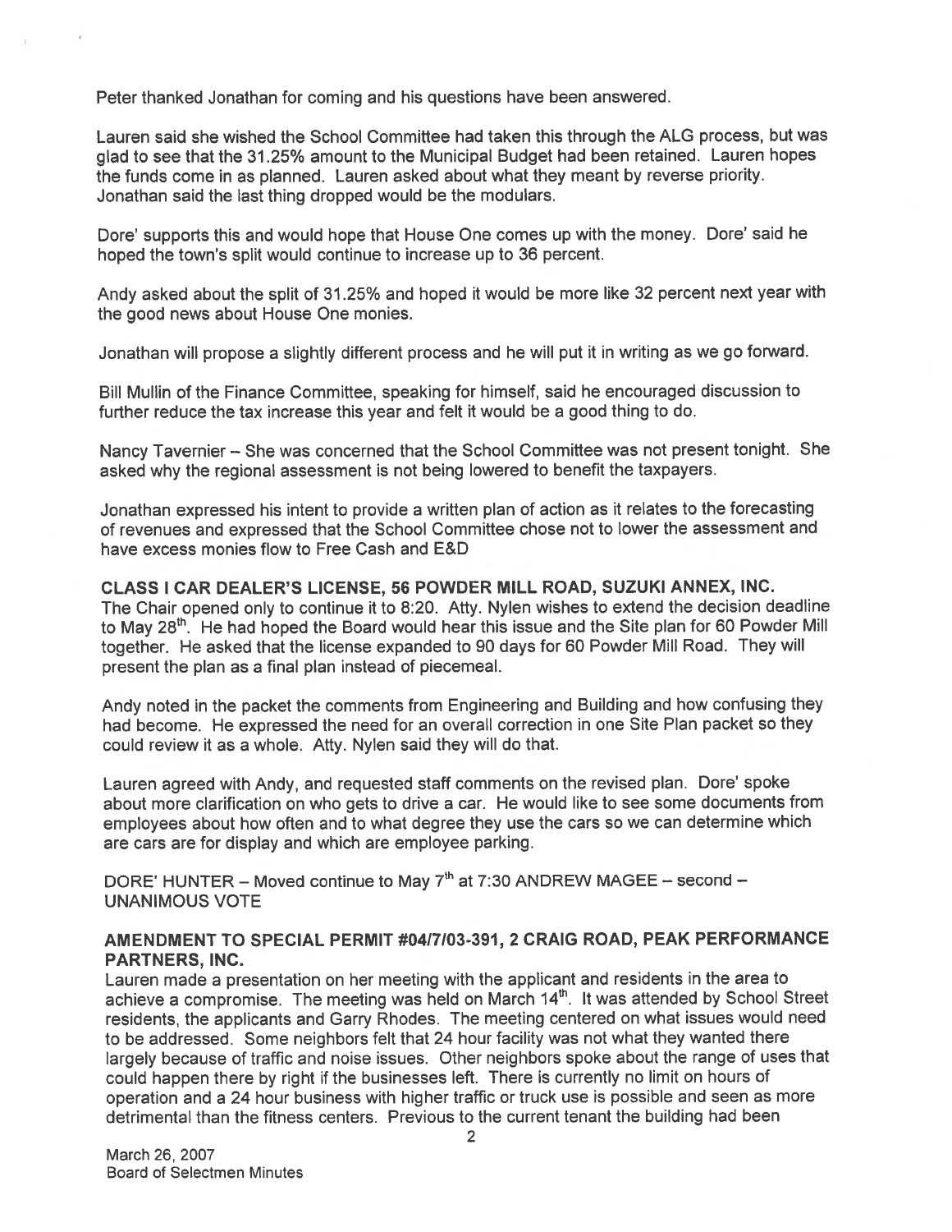Peter thanked Jonathan for coming and his questions have been answered.

Lauren said she wished the School Committee had taken this through the ALG process, but was glad to see that the 31.25% amount to the Municipal Budget had been retained. Lauren hopes the funds come in as planned. Lauren asked about what they meant by reverse priority. Jonathan said the last thing dropped would be the modulars.

Dore' supports this and would hope that House One comes up with the money. Dore' said he hoped the town's split would continue to increase up to 36 percent.

Andy asked about the split of 31.25% and hoped it would be more like 32 percent next year with the good news about House One monies.

Jonathan will propose a slightly different process and he will put it in writing as we go forward.

Bill Mullin of the Finance Committee, speaking for himself, said he encouraged discussion to further reduce the tax increase this year and felt it would be a good thing to do.

Nancy Tavernier – She was concerned that the School Committee was not present tonight. She asked why the regional assessment is not being lowered to benefit the taxpayers.

Jonathan expressed his intent to provide a written plan of action as it relates to the forecasting of revenues and expressed that the School Committee chose not to lower the assessment and have excess monies flow to Free Cash and E&D

**CLASS I CAR DEALER'S LICENSE, 56 POWDER MILL ROAD, SUZUKI ANNEX, INC.**
The Chair opened only to continue it to 8:20. Atty. Nylen wishes to extend the decision deadline to May 28th. He had hoped the Board would hear this issue and the Site plan for 60 Powder Mill together. He asked that the license expanded to 90 days for 60 Powder Mill Road. They will present the plan as a final plan instead of piecemeal.

Andy noted in the packet the comments from Engineering and Building and how confusing they had become. He expressed the need for an overall correction in one Site Plan packet so they could review it as a whole. Atty. Nylen said they will do that.

Lauren agreed with Andy, and requested staff comments on the revised plan. Dore' spoke about more clarification on who gets to drive a car. He would like to see some documents from employees about how often and to what degree they use the cars so we can determine which are cars are for display and which are employee parking.

DORE' HUNTER – Moved continue to May 7th at 7:30 ANDREW MAGEE – second – UNANIMOUS VOTE

**AMENDMENT TO SPECIAL PERMIT #04/7/03-391, 2 CRAIG ROAD, PEAK PERFORMANCE PARTNERS, INC.**
Lauren made a presentation on her meeting with the applicant and residents in the area to achieve a compromise. The meeting was held on March 14th. It was attended by School Street residents, the applicants and Garry Rhodes. The meeting centered on what issues would need to be addressed. Some neighbors felt that 24 hour facility was not what they wanted there largely because of traffic and noise issues. Other neighbors spoke about the range of uses that could happen there by right if the businesses left. There is currently no limit on hours of operation and a 24 hour business with higher traffic or truck use is possible and seen as more detrimental than the fitness centers. Previous to the current tenant the building had been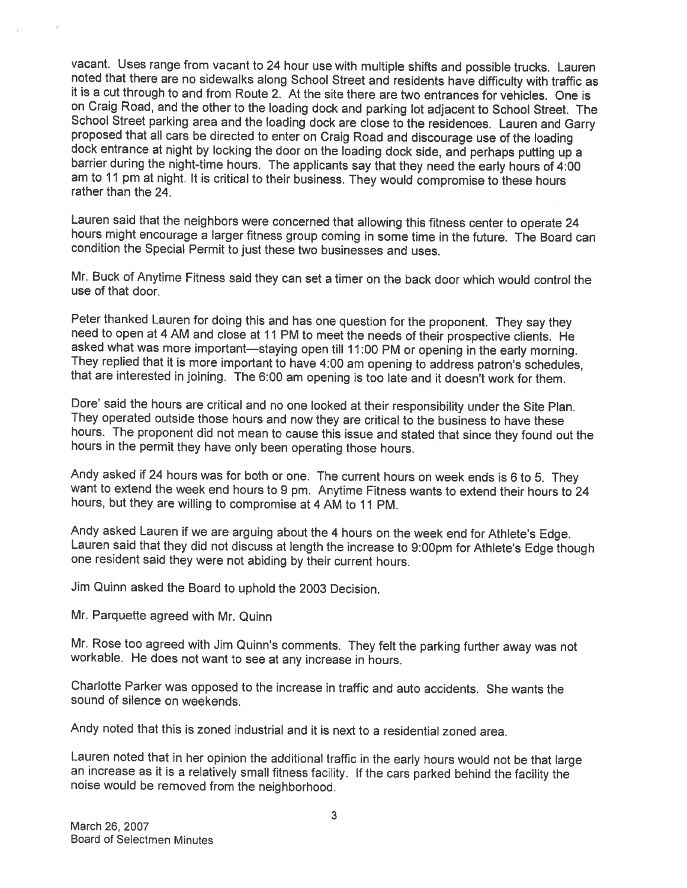vacant. Uses range from vacant to 24 hour use with multiple shifts and possible trucks. Lauren noted that there are no sidewalks along School Street and residents have difficulty with traffic as it is a cut through to and from Route 2. At the site there are two entrances for vehicles. One is on Craig Road, and the other to the loading dock and parking lot adjacent to School Street. The School Street parking area and the loading dock are close to the residences. Lauren and Garry proposed that all cars be directed to enter on Craig Road and discourage use of the loading dock entrance at night by locking the door on the loading dock side, and perhaps putting up a barrier during the night-time hours. The applicants say that they need the early hours of 4:00 am to 11 pm at night. It is critical to their business. They would compromise to these hours rather than the 24.

Lauren said that the neighbors were concerned that allowing this fitness center to operate 24 hours might encourage a larger fitness group coming in some time in the future. The Board can condition the Special Permit to just these two businesses and uses.

Mr. Buck of Anytime Fitness said they can set a timer on the back door which would control the use of that door.

Peter thanked Lauren for doing this and has one question for the proponent. They say they need to open at 4 AM and close at 11 PM to meet the needs of their prospective clients. He asked what was more important—staying open till 11:00 PM or opening in the early morning. They replied that it is more important to have 4:00 am opening to address patron's schedules, that are interested in joining. The 6:00 am opening is too late and it doesn't work for them.

Dore' said the hours are critical and no one looked at their responsibility under the Site Plan. They operated outside those hours and now they are critical to the business to have these hours. The proponent did not mean to cause this issue and stated that since they found out the hours in the permit they have only been operating those hours.

Andy asked if 24 hours was for both or one. The current hours on week ends is 6 to 5. They want to extend the week end hours to 9 pm. Anytime Fitness wants to extend their hours to 24 hours, but they are willing to compromise at 4 AM to 11 PM.

Andy asked Lauren if we are arguing about the 4 hours on the week end for Athlete's Edge. Lauren said that they did not discuss at length the increase to 9:00pm for Athlete's Edge though one resident said they were not abiding by their current hours.

Jim Quinn asked the Board to uphold the 2003 Decision.

Mr. Parquette agreed with Mr. Quinn

Mr. Rose too agreed with Jim Quinn's comments. They felt the parking further away was not workable. He does not want to see at any increase in hours.

Charlotte Parker was opposed to the increase in traffic and auto accidents. She wants the sound of silence on weekends.

Andy noted that this is zoned industrial and it is next to a residential zoned area.

Lauren noted that in her opinion the additional traffic in the early hours would not be that large an increase as it is a relatively small fitness facility. If the cars parked behind the facility the noise would be removed from the neighborhood.

March 26, 2007
Board of Selectmen Minutes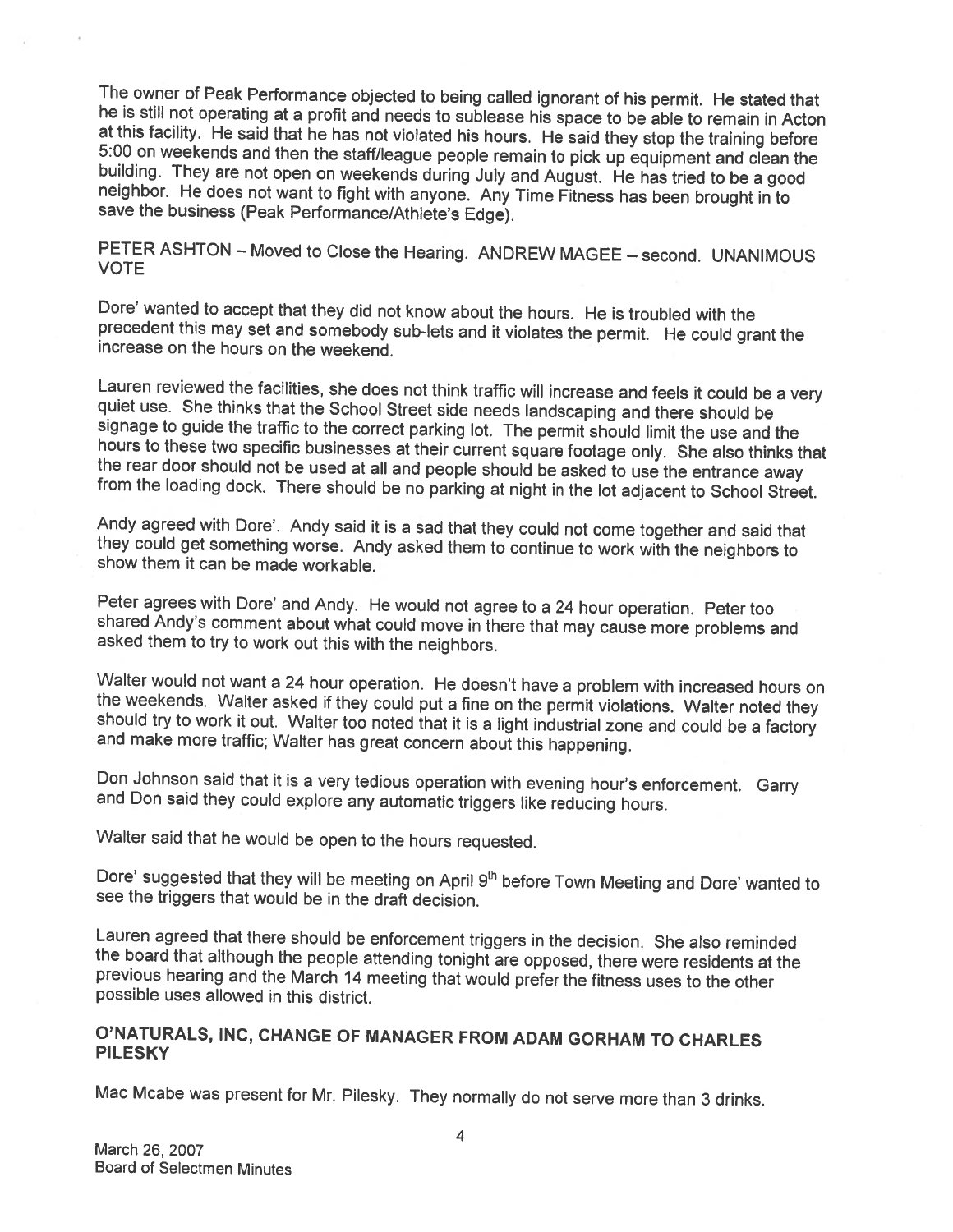The owner of Peak Performance objected to being called ignorant of his permit. He stated that he is still not operating at a profit and needs to sublease his space to be able to remain in Acton at this facility. He said that he has not violated his hours. He said they stop the training before 5:00 on weekends and then the staff/league people remain to pick up equipment and clean the building. They are not open on weekends during July and August. He has tried to be a good neighbor. He does not want to fight with anyone. Any Time Fitness has been brought in to save the business (Peak Performance/Athlete's Edge).

PETER ASHTON – Moved to Close the Hearing. ANDREW MAGEE – second. UNANIMOUS VOTE

Dore' wanted to accept that they did not know about the hours. He is troubled with the precedent this may set and somebody sub-lets and it violates the permit. He could grant the increase on the hours on the weekend.

Lauren reviewed the facilities, she does not think traffic will increase and feels it could be a very quiet use. She thinks that the School Street side needs landscaping and there should be signage to guide the traffic to the correct parking lot. The permit should limit the use and the hours to these two specific businesses at their current square footage only. She also thinks that the rear door should not be used at all and people should be asked to use the entrance away from the loading dock. There should be no parking at night in the lot adjacent to School Street.

Andy agreed with Dore'. Andy said it is a sad that they could not come together and said that they could get something worse. Andy asked them to continue to work with the neighbors to show them it can be made workable.

Peter agrees with Dore' and Andy. He would not agree to a 24 hour operation. Peter too shared Andy's comment about what could move in there that may cause more problems and asked them to try to work out this with the neighbors.

Walter would not want a 24 hour operation. He doesn't have a problem with increased hours on the weekends. Walter asked if they could put a fine on the permit violations. Walter noted they should try to work it out. Walter too noted that it is a light industrial zone and could be a factory and make more traffic; Walter has great concern about this happening.

Don Johnson said that it is a very tedious operation with evening hour's enforcement. Garry and Don said they could explore any automatic triggers like reducing hours.

Walter said that he would be open to the hours requested.

Dore' suggested that they will be meeting on April 9th before Town Meeting and Dore' wanted to see the triggers that would be in the draft decision.

Lauren agreed that there should be enforcement triggers in the decision. She also reminded the board that although the people attending tonight are opposed, there were residents at the previous hearing and the March 14 meeting that would prefer the fitness uses to the other possible uses allowed in this district.

## O'NATURALS, INC, CHANGE OF MANAGER FROM ADAM GORHAM TO CHARLES PILESKY

Mac Mcabe was present for Mr. Pilesky. They normally do not serve more than 3 drinks.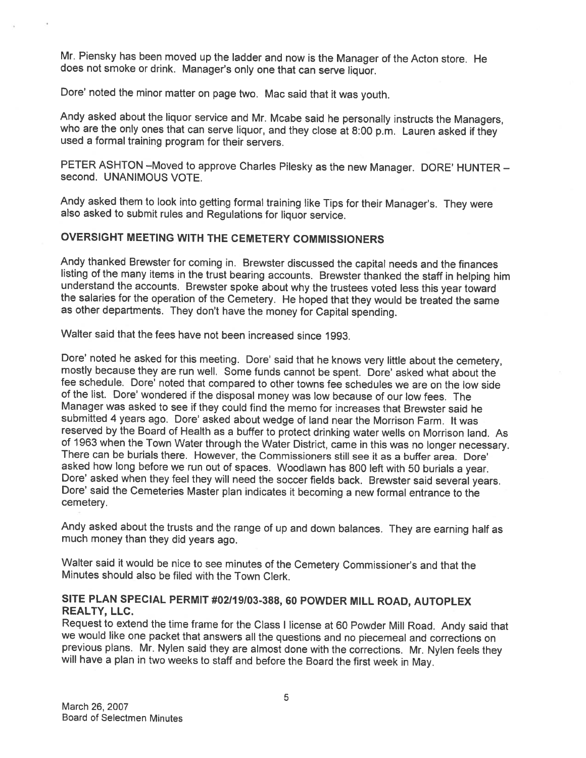Mr. Piensky has been moved up the ladder and now is the Manager of the Acton store. He does not smoke or drink. Manager's only one that can serve liquor.

Dore' noted the minor matter on page two. Mac said that it was youth.

Andy asked about the liquor service and Mr. Mcabe said he personally instructs the Managers, who are the only ones that can serve liquor, and they close at 8:00 p.m. Lauren asked if they used a formal training program for their servers.

PETER ASHTON –Moved to approve Charles Pilesky as the new Manager. DORE' HUNTER – second. UNANIMOUS VOTE.

Andy asked them to look into getting formal training like Tips for their Manager's. They were also asked to submit rules and Regulations for liquor service.

## OVERSIGHT MEETING WITH THE CEMETERY COMMISSIONERS

Andy thanked Brewster for coming in. Brewster discussed the capital needs and the finances listing of the many items in the trust bearing accounts. Brewster thanked the staff in helping him understand the accounts. Brewster spoke about why the trustees voted less this year toward the salaries for the operation of the Cemetery. He hoped that they would be treated the same as other departments. They don't have the money for Capital spending.

Walter said that the fees have not been increased since 1993.

Dore' noted he asked for this meeting. Dore' said that he knows very little about the cemetery, mostly because they are run well. Some funds cannot be spent. Dore' asked what about the fee schedule. Dore' noted that compared to other towns fee schedules we are on the low side of the list. Dore' wondered if the disposal money was low because of our low fees. The Manager was asked to see if they could find the memo for increases that Brewster said he submitted 4 years ago. Dore' asked about wedge of land near the Morrison Farm. It was reserved by the Board of Health as a buffer to protect drinking water wells on Morrison land. As of 1963 when the Town Water through the Water District, came in this was no longer necessary. There can be burials there. However, the Commissioners still see it as a buffer area. Dore' asked how long before we run out of spaces. Woodlawn has 800 left with 50 burials a year. Dore' asked when they feel they will need the soccer fields back. Brewster said several years. Dore' said the Cemeteries Master plan indicates it becoming a new formal entrance to the cemetery.

Andy asked about the trusts and the range of up and down balances. They are earning half as much money than they did years ago.

Walter said it would be nice to see minutes of the Cemetery Commissioner's and that the Minutes should also be filed with the Town Clerk.

## SITE PLAN SPECIAL PERMIT #02/19/03-388, 60 POWDER MILL ROAD, AUTOPLEX REALTY, LLC.

Request to extend the time frame for the Class I license at 60 Powder Mill Road. Andy said that we would like one packet that answers all the questions and no piecemeal and corrections on previous plans. Mr. Nylen said they are almost done with the corrections. Mr. Nylen feels they will have a plan in two weeks to staff and before the Board the first week in May.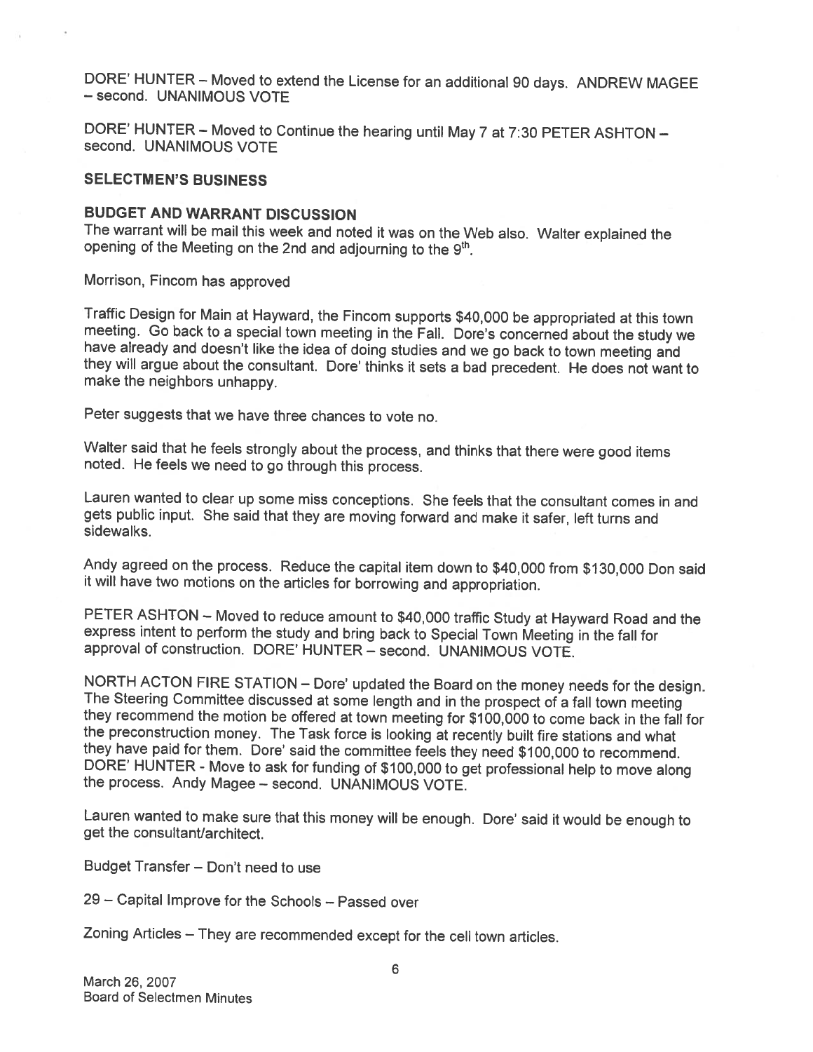DORE' HUNTER – Moved to extend the License for an additional 90 days. ANDREW MAGEE – second. UNANIMOUS VOTE

DORE' HUNTER – Moved to Continue the hearing until May 7 at 7:30 PETER ASHTON – second. UNANIMOUS VOTE

**SELECTMEN'S BUSINESS**

**BUDGET AND WARRANT DISCUSSION**

The warrant will be mail this week and noted it was on the Web also. Walter explained the opening of the Meeting on the 2nd and adjourning to the 9th.

Morrison, Fincom has approved

Traffic Design for Main at Hayward, the Fincom supports $40,000 be appropriated at this town meeting. Go back to a special town meeting in the Fall. Dore's concerned about the study we have already and doesn't like the idea of doing studies and we go back to town meeting and they will argue about the consultant. Dore' thinks it sets a bad precedent. He does not want to make the neighbors unhappy.

Peter suggests that we have three chances to vote no.

Walter said that he feels strongly about the process, and thinks that there were good items noted. He feels we need to go through this process.

Lauren wanted to clear up some miss conceptions. She feels that the consultant comes in and gets public input. She said that they are moving forward and make it safer, left turns and sidewalks.

Andy agreed on the process. Reduce the capital item down to $40,000 from $130,000 Don said it will have two motions on the articles for borrowing and appropriation.

PETER ASHTON – Moved to reduce amount to $40,000 traffic Study at Hayward Road and the express intent to perform the study and bring back to Special Town Meeting in the fall for approval of construction. DORE' HUNTER – second. UNANIMOUS VOTE.

NORTH ACTON FIRE STATION – Dore' updated the Board on the money needs for the design. The Steering Committee discussed at some length and in the prospect of a fall town meeting they recommend the motion be offered at town meeting for $100,000 to come back in the fall for the preconstruction money. The Task force is looking at recently built fire stations and what they have paid for them. Dore' said the committee feels they need $100,000 to recommend. DORE' HUNTER - Move to ask for funding of $100,000 to get professional help to move along the process. Andy Magee – second. UNANIMOUS VOTE.

Lauren wanted to make sure that this money will be enough. Dore' said it would be enough to get the consultant/architect.

Budget Transfer – Don't need to use

29 – Capital Improve for the Schools – Passed over

Zoning Articles – They are recommended except for the cell town articles.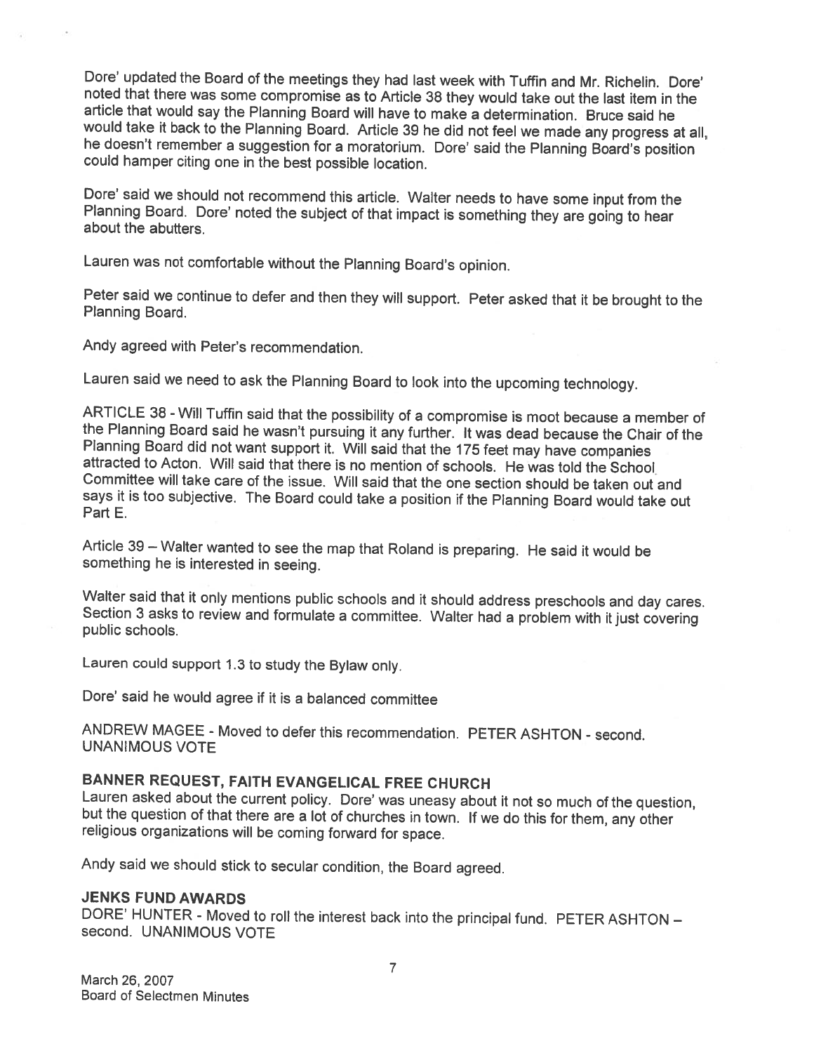Dore' updated the Board of the meetings they had last week with Tuffin and Mr. Richelin. Dore' noted that there was some compromise as to Article 38 they would take out the last item in the article that would say the Planning Board will have to make a determination. Bruce said he would take it back to the Planning Board. Article 39 he did not feel we made any progress at all, he doesn't remember a suggestion for a moratorium. Dore' said the Planning Board's position could hamper citing one in the best possible location.

Dore' said we should not recommend this article. Walter needs to have some input from the Planning Board. Dore' noted the subject of that impact is something they are going to hear about the abutters.

Lauren was not comfortable without the Planning Board's opinion.

Peter said we continue to defer and then they will support. Peter asked that it be brought to the Planning Board.

Andy agreed with Peter's recommendation.

Lauren said we need to ask the Planning Board to look into the upcoming technology.

ARTICLE 38 - Will Tuffin said that the possibility of a compromise is moot because a member of the Planning Board said he wasn't pursuing it any further. It was dead because the Chair of the Planning Board did not want support it. Will said that the 175 feet may have companies attracted to Acton. Will said that there is no mention of schools. He was told the School Committee will take care of the issue. Will said that the one section should be taken out and says it is too subjective. The Board could take a position if the Planning Board would take out Part E.

Article 39 – Walter wanted to see the map that Roland is preparing. He said it would be something he is interested in seeing.

Walter said that it only mentions public schools and it should address preschools and day cares. Section 3 asks to review and formulate a committee. Walter had a problem with it just covering public schools.

Lauren could support 1.3 to study the Bylaw only.

Dore' said he would agree if it is a balanced committee

ANDREW MAGEE - Moved to defer this recommendation. PETER ASHTON - second. UNANIMOUS VOTE

**BANNER REQUEST, FAITH EVANGELICAL FREE CHURCH**

Lauren asked about the current policy. Dore' was uneasy about it not so much of the question, but the question of that there are a lot of churches in town. If we do this for them, any other religious organizations will be coming forward for space.

Andy said we should stick to secular condition, the Board agreed.

**JENKS FUND AWARDS**

DORE' HUNTER - Moved to roll the interest back into the principal fund. PETER ASHTON – second. UNANIMOUS VOTE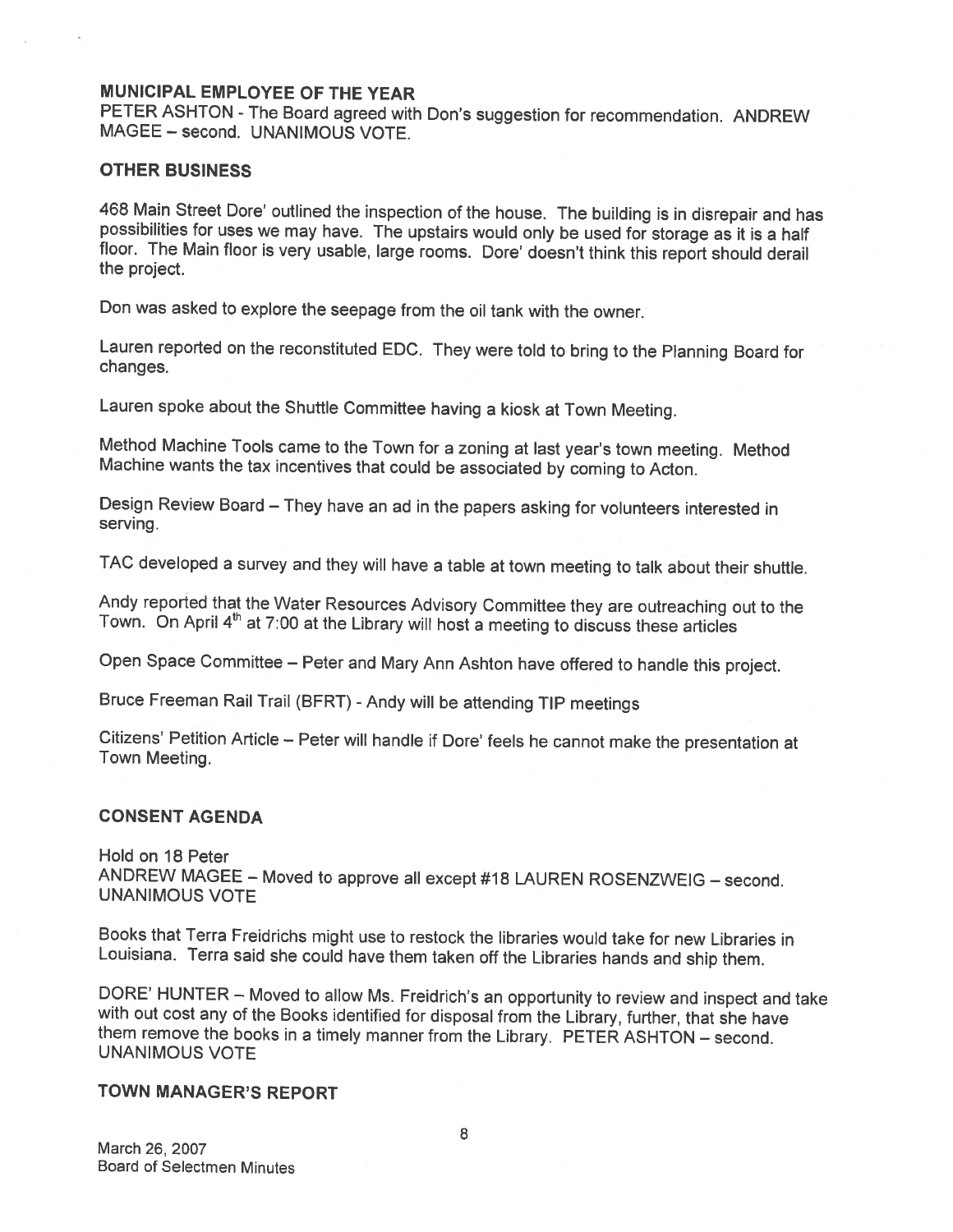### MUNICIPAL EMPLOYEE OF THE YEAR

PETER ASHTON - The Board agreed with Don's suggestion for recommendation. ANDREW MAGEE – second. UNANIMOUS VOTE.

### OTHER BUSINESS

468 Main Street Dore' outlined the inspection of the house. The building is in disrepair and has possibilities for uses we may have. The upstairs would only be used for storage as it is a half floor. The Main floor is very usable, large rooms. Dore' doesn't think this report should derail the project.

Don was asked to explore the seepage from the oil tank with the owner.

Lauren reported on the reconstituted EDC. They were told to bring to the Planning Board for changes.

Lauren spoke about the Shuttle Committee having a kiosk at Town Meeting.

Method Machine Tools came to the Town for a zoning at last year's town meeting. Method Machine wants the tax incentives that could be associated by coming to Acton.

Design Review Board – They have an ad in the papers asking for volunteers interested in serving.

TAC developed a survey and they will have a table at town meeting to talk about their shuttle.

Andy reported that the Water Resources Advisory Committee they are outreaching out to the Town. On April 4th at 7:00 at the Library will host a meeting to discuss these articles

Open Space Committee – Peter and Mary Ann Ashton have offered to handle this project.

Bruce Freeman Rail Trail (BFRT) - Andy will be attending TIP meetings

Citizens' Petition Article – Peter will handle if Dore' feels he cannot make the presentation at Town Meeting.

### CONSENT AGENDA

Hold on 18 Peter
ANDREW MAGEE – Moved to approve all except #18 LAUREN ROSENZWEIG – second. UNANIMOUS VOTE

Books that Terra Freidrichs might use to restock the libraries would take for new Libraries in Louisiana. Terra said she could have them taken off the Libraries hands and ship them.

DORE' HUNTER – Moved to allow Ms. Freidrich's an opportunity to review and inspect and take with out cost any of the Books identified for disposal from the Library, further, that she have them remove the books in a timely manner from the Library. PETER ASHTON – second. UNANIMOUS VOTE

### TOWN MANAGER'S REPORT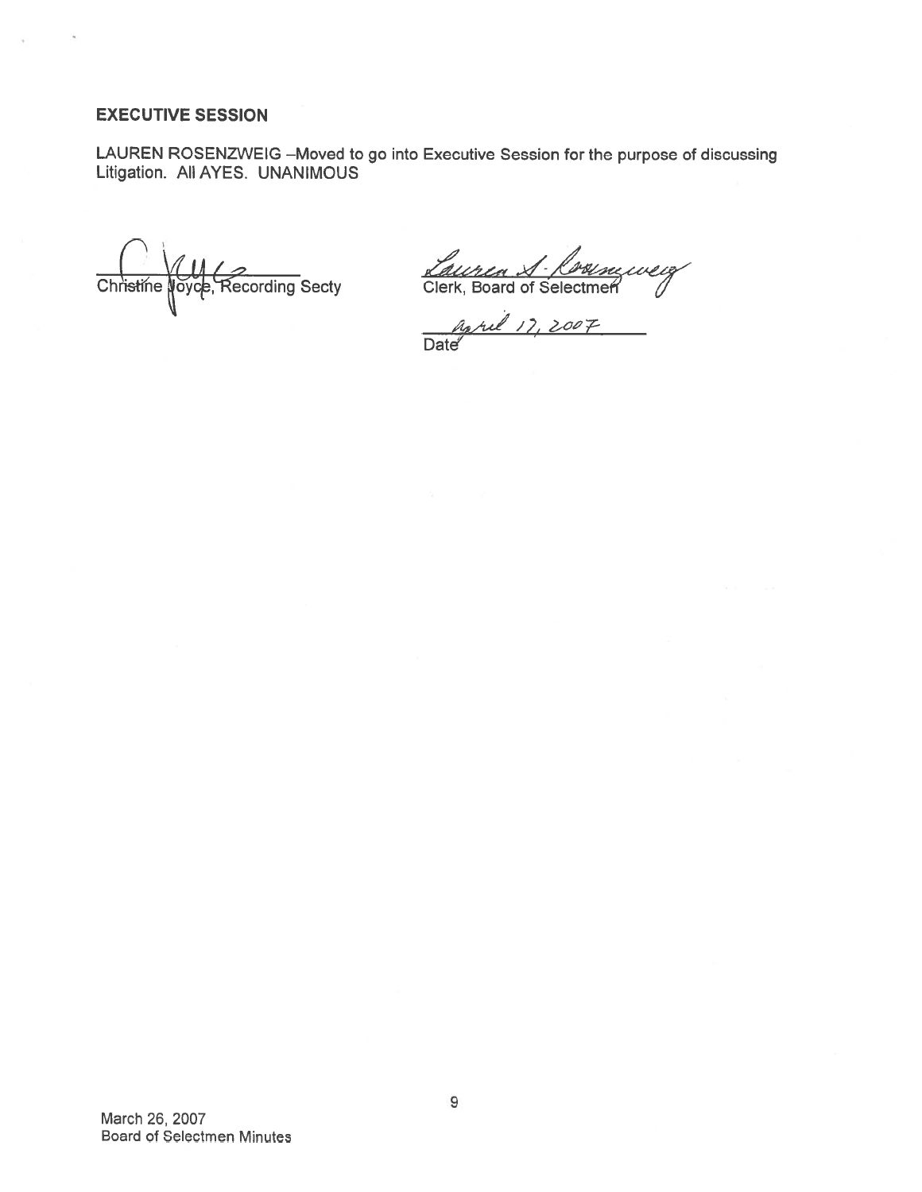## EXECUTIVE SESSION

LAUREN ROSENZWEIG –Moved to go into Executive Session for the purpose of discussing Litigation. All AYES. UNANIMOUS

Christine Joyce, Recording Secty

Lauren S. Rosenzweig
Clerk, Board of Selectmen

April 17, 2007
Date

March 26, 2007
Board of Selectmen Minutes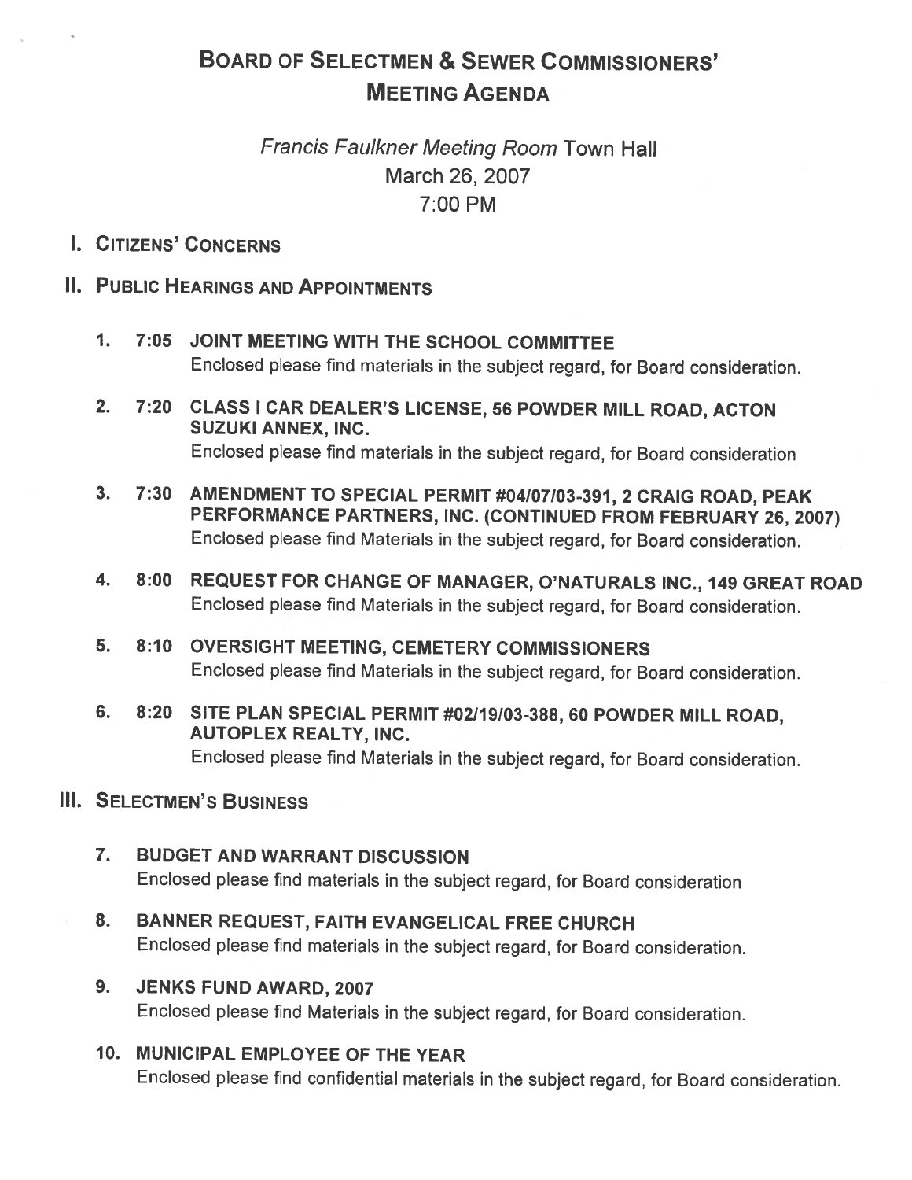# Board of Selectmen & Sewer Commissioners' Meeting Agenda

*Francis Faulkner Meeting Room* Town Hall
March 26, 2007
7:00 PM

## I. Citizens' Concerns

## II. Public Hearings and Appointments

1. **7:05 JOINT MEETING WITH THE SCHOOL COMMITTEE**
   Enclosed please find materials in the subject regard, for Board consideration.

2. **7:20 CLASS I CAR DEALER'S LICENSE, 56 POWDER MILL ROAD, ACTON SUZUKI ANNEX, INC.**
   Enclosed please find materials in the subject regard, for Board consideration

3. **7:30 AMENDMENT TO SPECIAL PERMIT #04/07/03-391, 2 CRAIG ROAD, PEAK PERFORMANCE PARTNERS, INC. (CONTINUED FROM FEBRUARY 26, 2007)**
   Enclosed please find Materials in the subject regard, for Board consideration.

4. **8:00 REQUEST FOR CHANGE OF MANAGER, O'NATURALS INC., 149 GREAT ROAD**
   Enclosed please find Materials in the subject regard, for Board consideration.

5. **8:10 OVERSIGHT MEETING, CEMETERY COMMISSIONERS**
   Enclosed please find Materials in the subject regard, for Board consideration.

6. **8:20 SITE PLAN SPECIAL PERMIT #02/19/03-388, 60 POWDER MILL ROAD, AUTOPLEX REALTY, INC.**
   Enclosed please find Materials in the subject regard, for Board consideration.

## III. Selectmen's Business

7. **BUDGET AND WARRANT DISCUSSION**
   Enclosed please find materials in the subject regard, for Board consideration

8. **BANNER REQUEST, FAITH EVANGELICAL FREE CHURCH**
   Enclosed please find materials in the subject regard, for Board consideration.

9. **JENKS FUND AWARD, 2007**
   Enclosed please find Materials in the subject regard, for Board consideration.

10. **MUNICIPAL EMPLOYEE OF THE YEAR**
    Enclosed please find confidential materials in the subject regard, for Board consideration.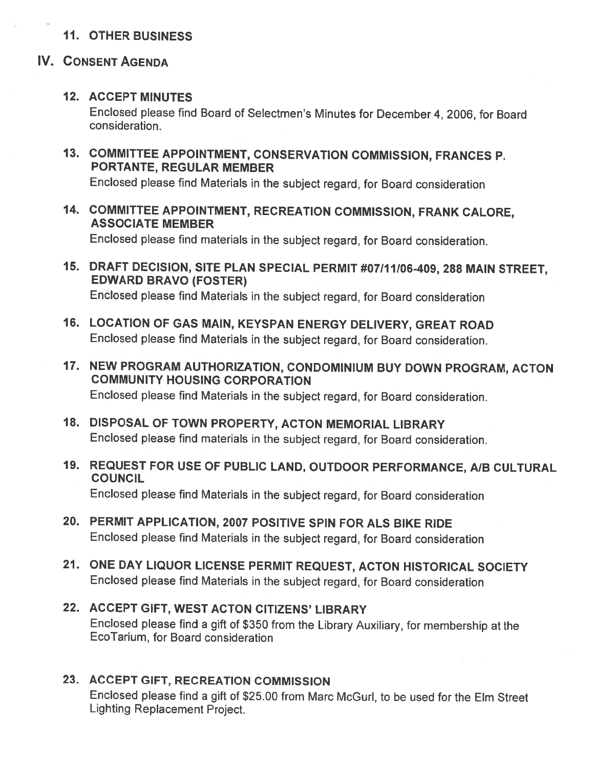### 11. OTHER BUSINESS

## IV. CONSENT AGENDA

### 12. ACCEPT MINUTES

Enclosed please find Board of Selectmen's Minutes for December 4, 2006, for Board consideration.

### 13. COMMITTEE APPOINTMENT, CONSERVATION COMMISSION, FRANCES P. PORTANTE, REGULAR MEMBER

Enclosed please find Materials in the subject regard, for Board consideration

### 14. COMMITTEE APPOINTMENT, RECREATION COMMISSION, FRANK CALORE, ASSOCIATE MEMBER

Enclosed please find materials in the subject regard, for Board consideration.

### 15. DRAFT DECISION, SITE PLAN SPECIAL PERMIT #07/11/06-409, 288 MAIN STREET, EDWARD BRAVO (FOSTER)

Enclosed please find Materials in the subject regard, for Board consideration

### 16. LOCATION OF GAS MAIN, KEYSPAN ENERGY DELIVERY, GREAT ROAD

Enclosed please find Materials in the subject regard, for Board consideration.

### 17. NEW PROGRAM AUTHORIZATION, CONDOMINIUM BUY DOWN PROGRAM, ACTON COMMUNITY HOUSING CORPORATION

Enclosed please find Materials in the subject regard, for Board consideration.

### 18. DISPOSAL OF TOWN PROPERTY, ACTON MEMORIAL LIBRARY

Enclosed please find materials in the subject regard, for Board consideration.

### 19. REQUEST FOR USE OF PUBLIC LAND, OUTDOOR PERFORMANCE, A/B CULTURAL COUNCIL

Enclosed please find Materials in the subject regard, for Board consideration

### 20. PERMIT APPLICATION, 2007 POSITIVE SPIN FOR ALS BIKE RIDE

Enclosed please find Materials in the subject regard, for Board consideration

### 21. ONE DAY LIQUOR LICENSE PERMIT REQUEST, ACTON HISTORICAL SOCIETY

Enclosed please find Materials in the subject regard, for Board consideration

### 22. ACCEPT GIFT, WEST ACTON CITIZENS' LIBRARY

Enclosed please find a gift of $350 from the Library Auxiliary, for membership at the EcoTarium, for Board consideration

### 23. ACCEPT GIFT, RECREATION COMMISSION

Enclosed please find a gift of $25.00 from Marc McGurl, to be used for the Elm Street Lighting Replacement Project.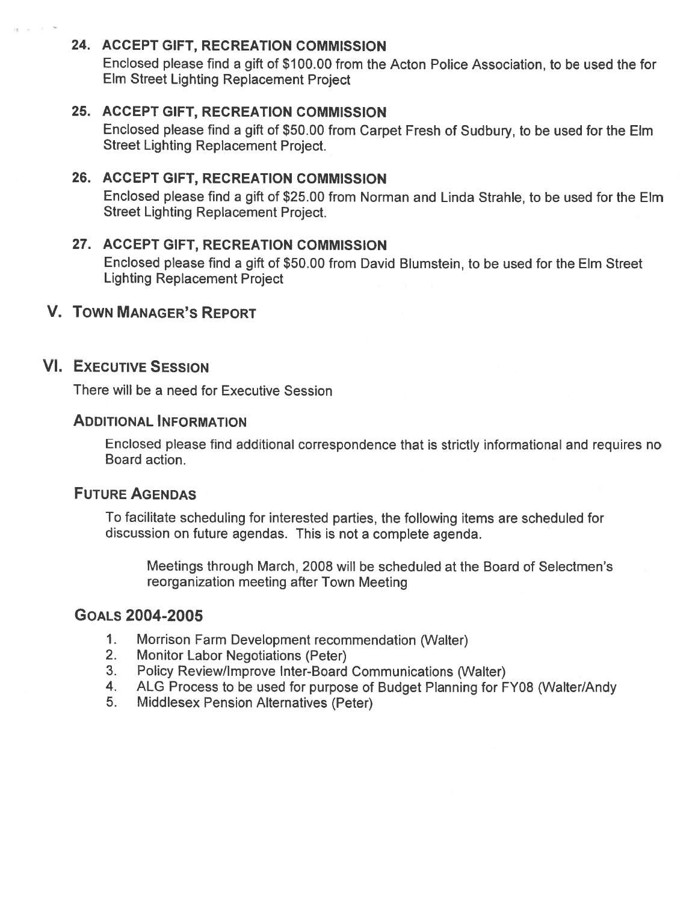### 24. ACCEPT GIFT, RECREATION COMMISSION

Enclosed please find a gift of $100.00 from the Acton Police Association, to be used the for Elm Street Lighting Replacement Project

### 25. ACCEPT GIFT, RECREATION COMMISSION

Enclosed please find a gift of $50.00 from Carpet Fresh of Sudbury, to be used for the Elm Street Lighting Replacement Project.

### 26. ACCEPT GIFT, RECREATION COMMISSION

Enclosed please find a gift of $25.00 from Norman and Linda Strahle, to be used for the Elm Street Lighting Replacement Project.

### 27. ACCEPT GIFT, RECREATION COMMISSION

Enclosed please find a gift of $50.00 from David Blumstein, to be used for the Elm Street Lighting Replacement Project

## V. TOWN MANAGER'S REPORT

## VI. EXECUTIVE SESSION

There will be a need for Executive Session

### ADDITIONAL INFORMATION

Enclosed please find additional correspondence that is strictly informational and requires no Board action.

### FUTURE AGENDAS

To facilitate scheduling for interested parties, the following items are scheduled for discussion on future agendas. This is not a complete agenda.

Meetings through March, 2008 will be scheduled at the Board of Selectmen's reorganization meeting after Town Meeting

## GOALS 2004-2005

1. Morrison Farm Development recommendation (Walter)
2. Monitor Labor Negotiations (Peter)
3. Policy Review/Improve Inter-Board Communications (Walter)
4. ALG Process to be used for purpose of Budget Planning for FY08 (Walter/Andy
5. Middlesex Pension Alternatives (Peter)